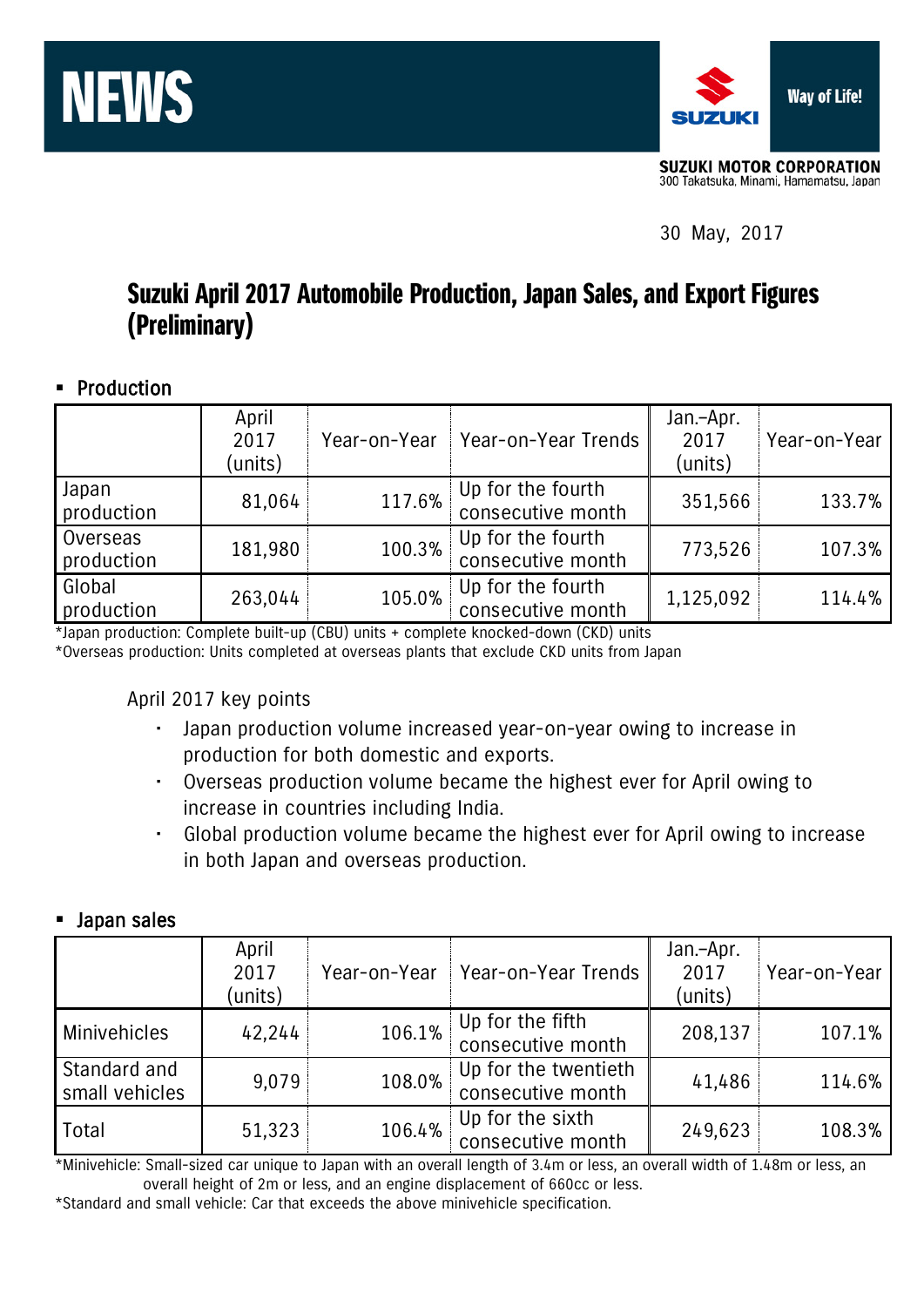NEWS

SUZUKI Way of Life!

**SUZUKI MOTOR CORPORATION**
300 Takatsuka, Minami, Hamamatsu, Japan

30 May, 2017

# Suzuki April 2017 Automobile Production, Japan Sales, and Export Figures (Preliminary)

## ▪ Production

| | April 2017 (units) | Year-on-Year | Year-on-Year Trends | Jan.–Apr. 2017 (units) | Year-on-Year |
|---|---|---|---|---|---|
| Japan production | 81,064 | 117.6% | Up for the fourth consecutive month | 351,566 | 133.7% |
| Overseas production | 181,980 | 100.3% | Up for the fourth consecutive month | 773,526 | 107.3% |
| Global production | 263,044 | 105.0% | Up for the fourth consecutive month | 1,125,092 | 114.4% |

*Japan production: Complete built-up (CBU) units + complete knocked-down (CKD) units
*Overseas production: Units completed at overseas plants that exclude CKD units from Japan

April 2017 key points

- Japan production volume increased year-on-year owing to increase in production for both domestic and exports.
- Overseas production volume became the highest ever for April owing to increase in countries including India.
- Global production volume became the highest ever for April owing to increase in both Japan and overseas production.

## ▪ Japan sales

| | April 2017 (units) | Year-on-Year | Year-on-Year Trends | Jan.–Apr. 2017 (units) | Year-on-Year |
|---|---|---|---|---|---|
| Minivehicles | 42,244 | 106.1% | Up for the fifth consecutive month | 208,137 | 107.1% |
| Standard and small vehicles | 9,079 | 108.0% | Up for the twentieth consecutive month | 41,486 | 114.6% |
| Total | 51,323 | 106.4% | Up for the sixth consecutive month | 249,623 | 108.3% |

*Minivehicle: Small-sized car unique to Japan with an overall length of 3.4m or less, an overall width of 1.48m or less, an overall height of 2m or less, and an engine displacement of 660cc or less.
*Standard and small vehicle: Car that exceeds the above minivehicle specification.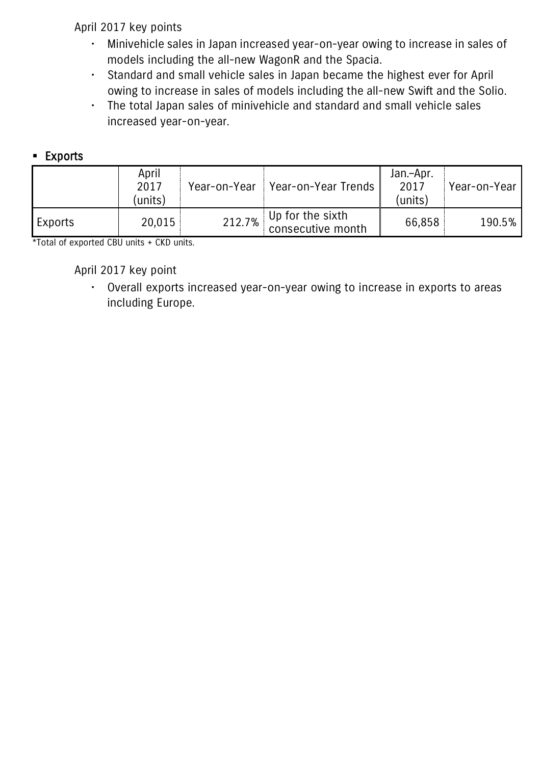April 2017 key points

- Minivehicle sales in Japan increased year-on-year owing to increase in sales of models including the all-new WagonR and the Spacia.
- Standard and small vehicle sales in Japan became the highest ever for April owing to increase in sales of models including the all-new Swift and the Solio.
- The total Japan sales of minivehicle and standard and small vehicle sales increased year-on-year.

## Exports

| | April 2017 (units) | Year-on-Year | Year-on-Year Trends | Jan.–Apr. 2017 (units) | Year-on-Year |
|---|---|---|---|---|---|
| Exports | 20,015 | 212.7% | Up for the sixth consecutive month | 66,858 | 190.5% |

*Total of exported CBU units + CKD units.

April 2017 key point

- Overall exports increased year-on-year owing to increase in exports to areas including Europe.